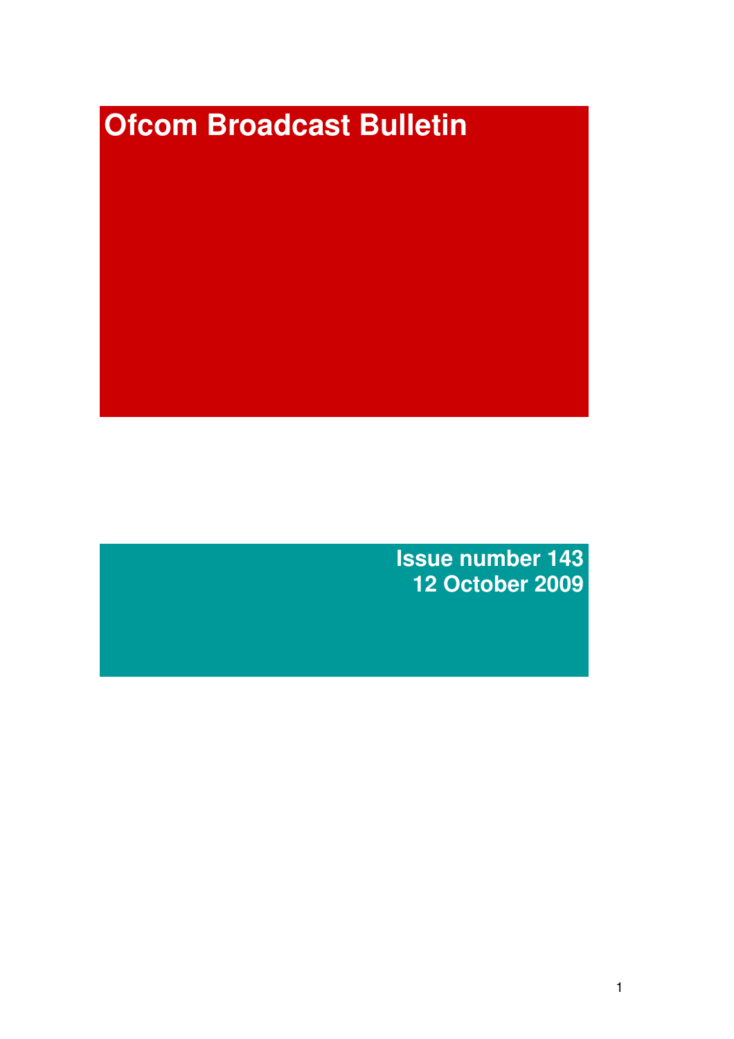# Ofcom Broadcast Bulletin

**Issue number 143**
**12 October 2009**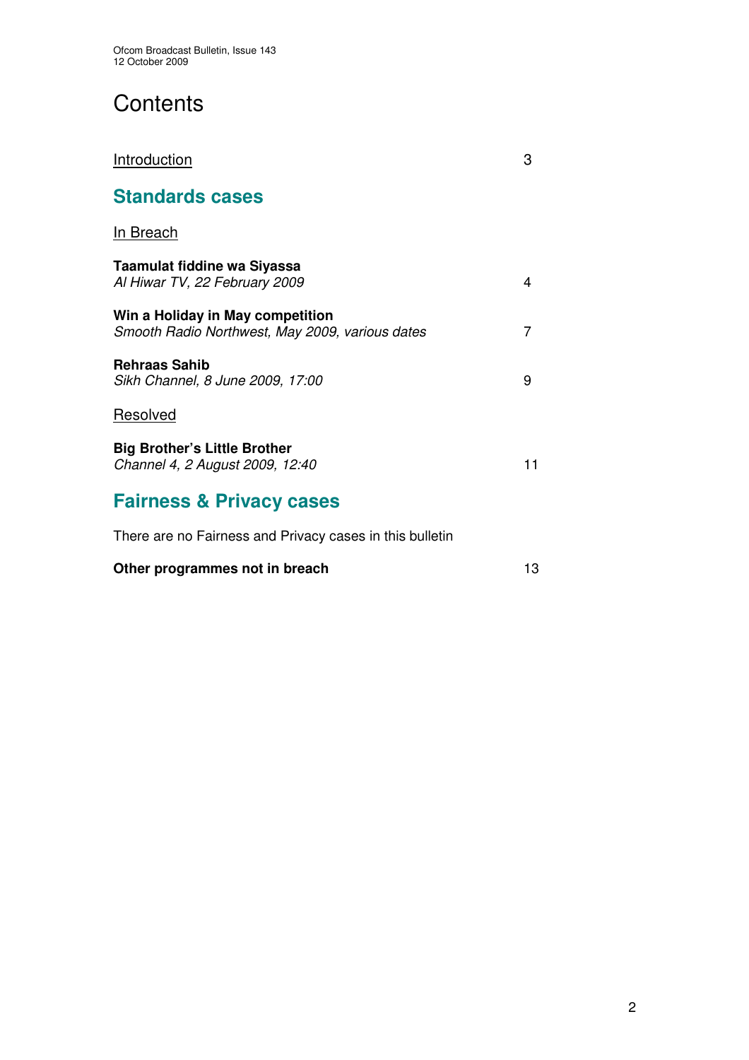# Contents

Introduction 3

## Standards cases

In Breach

**Taamulat fiddine wa Siyassa**
*Al Hiwar TV, 22 February 2009* 4

**Win a Holiday in May competition**
*Smooth Radio Northwest, May 2009, various dates* 7

**Rehraas Sahib**
*Sikh Channel, 8 June 2009, 17:00* 9

Resolved

**Big Brother's Little Brother**
*Channel 4, 2 August 2009, 12:40* 11

## Fairness & Privacy cases

There are no Fairness and Privacy cases in this bulletin

**Other programmes not in breach** 13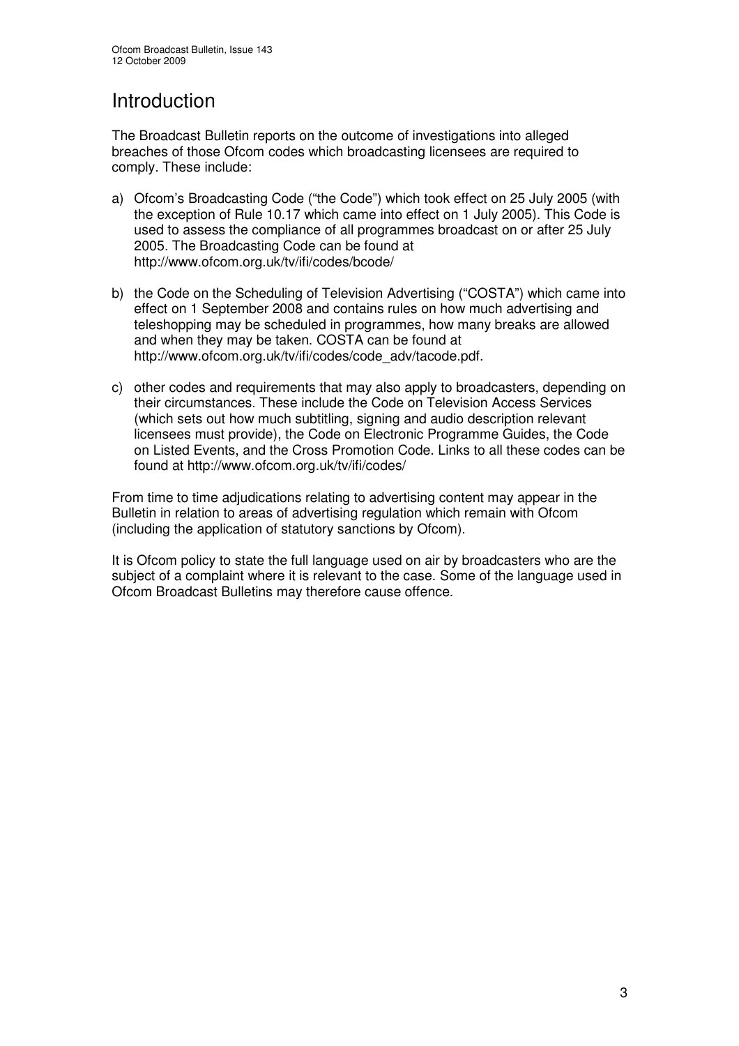# Introduction

The Broadcast Bulletin reports on the outcome of investigations into alleged breaches of those Ofcom codes which broadcasting licensees are required to comply. These include:

a) Ofcom's Broadcasting Code ("the Code") which took effect on 25 July 2005 (with the exception of Rule 10.17 which came into effect on 1 July 2005). This Code is used to assess the compliance of all programmes broadcast on or after 25 July 2005. The Broadcasting Code can be found at http://www.ofcom.org.uk/tv/ifi/codes/bcode/

b) the Code on the Scheduling of Television Advertising ("COSTA") which came into effect on 1 September 2008 and contains rules on how much advertising and teleshopping may be scheduled in programmes, how many breaks are allowed and when they may be taken. COSTA can be found at http://www.ofcom.org.uk/tv/ifi/codes/code_adv/tacode.pdf.

c) other codes and requirements that may also apply to broadcasters, depending on their circumstances. These include the Code on Television Access Services (which sets out how much subtitling, signing and audio description relevant licensees must provide), the Code on Electronic Programme Guides, the Code on Listed Events, and the Cross Promotion Code. Links to all these codes can be found at http://www.ofcom.org.uk/tv/ifi/codes/

From time to time adjudications relating to advertising content may appear in the Bulletin in relation to areas of advertising regulation which remain with Ofcom (including the application of statutory sanctions by Ofcom).

It is Ofcom policy to state the full language used on air by broadcasters who are the subject of a complaint where it is relevant to the case. Some of the language used in Ofcom Broadcast Bulletins may therefore cause offence.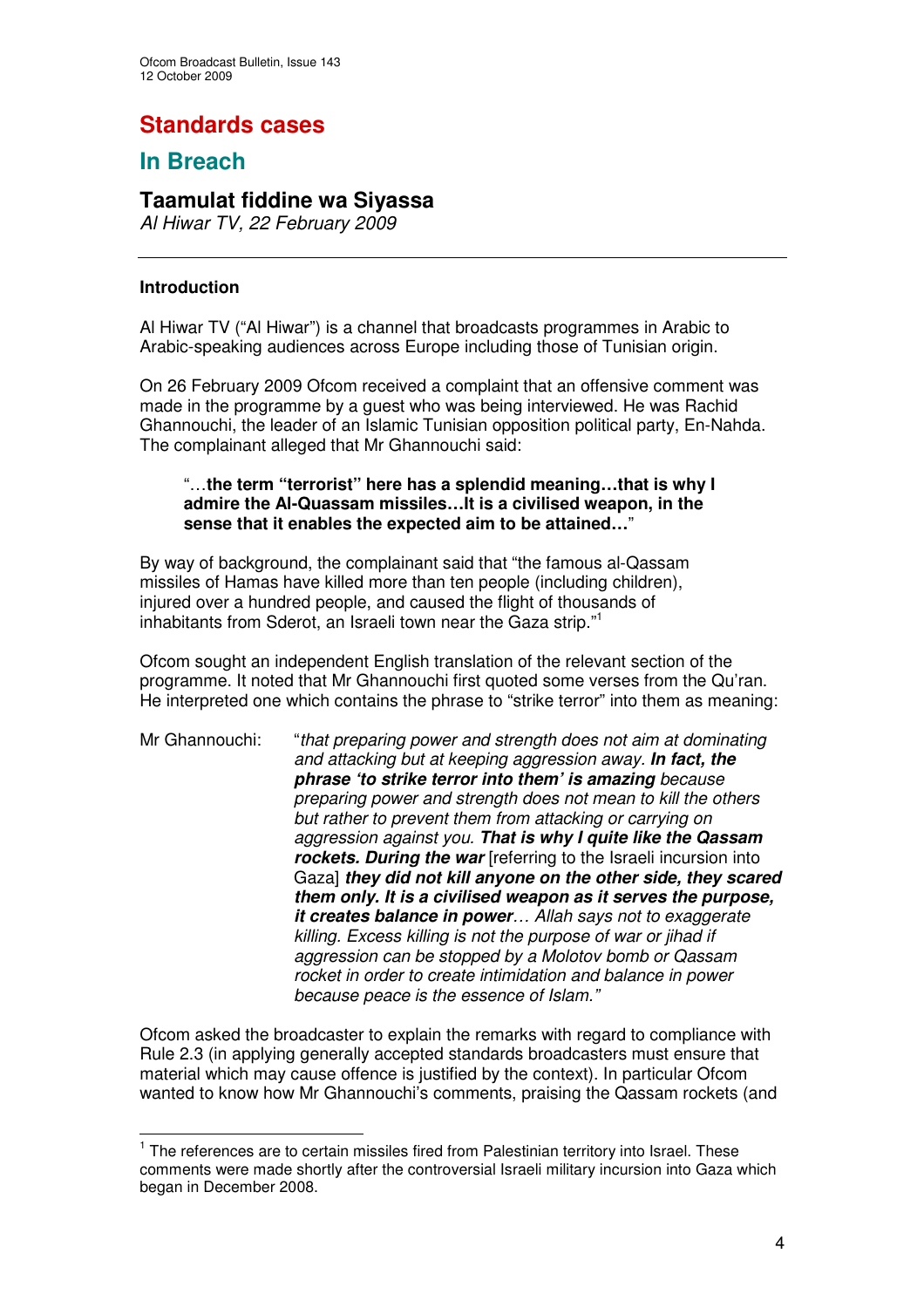# Standards cases

## In Breach

### Taamulat fiddine wa Siyassa

*Al Hiwar TV, 22 February 2009*

---

**Introduction**

Al Hiwar TV ("Al Hiwar") is a channel that broadcasts programmes in Arabic to Arabic-speaking audiences across Europe including those of Tunisian origin.

On 26 February 2009 Ofcom received a complaint that an offensive comment was made in the programme by a guest who was being interviewed. He was Rachid Ghannouchi, the leader of an Islamic Tunisian opposition political party, En-Nahda. The complainant alleged that Mr Ghannouchi said:

> "…**the term "terrorist" here has a splendid meaning…that is why I admire the Al-Quassam missiles…It is a civilised weapon, in the sense that it enables the expected aim to be attained…**"

By way of background, the complainant said that "the famous al-Qassam missiles of Hamas have killed more than ten people (including children), injured over a hundred people, and caused the flight of thousands of inhabitants from Sderot, an Israeli town near the Gaza strip."[1]

Ofcom sought an independent English translation of the relevant section of the programme. It noted that Mr Ghannouchi first quoted some verses from the Qu'ran. He interpreted one which contains the phrase to "strike terror" into them as meaning:

Mr Ghannouchi: "*that preparing power and strength does not aim at dominating and attacking but at keeping aggression away.* ***In fact, the phrase 'to strike terror into them' is amazing*** *because preparing power and strength does not mean to kill the others but rather to prevent them from attacking or carrying on aggression against you.* ***That is why I quite like the Qassam rockets. During the war*** [referring to the Israeli incursion into Gaza] ***they did not kill anyone on the other side, they scared them only. It is a civilised weapon as it serves the purpose, it creates balance in power****… Allah says not to exaggerate killing. Excess killing is not the purpose of war or jihad if aggression can be stopped by a Molotov bomb or Qassam rocket in order to create intimidation and balance in power because peace is the essence of Islam."*

Ofcom asked the broadcaster to explain the remarks with regard to compliance with Rule 2.3 (in applying generally accepted standards broadcasters must ensure that material which may cause offence is justified by the context). In particular Ofcom wanted to know how Mr Ghannouchi's comments, praising the Qassam rockets (and

---

[1] The references are to certain missiles fired from Palestinian territory into Israel. These comments were made shortly after the controversial Israeli military incursion into Gaza which began in December 2008.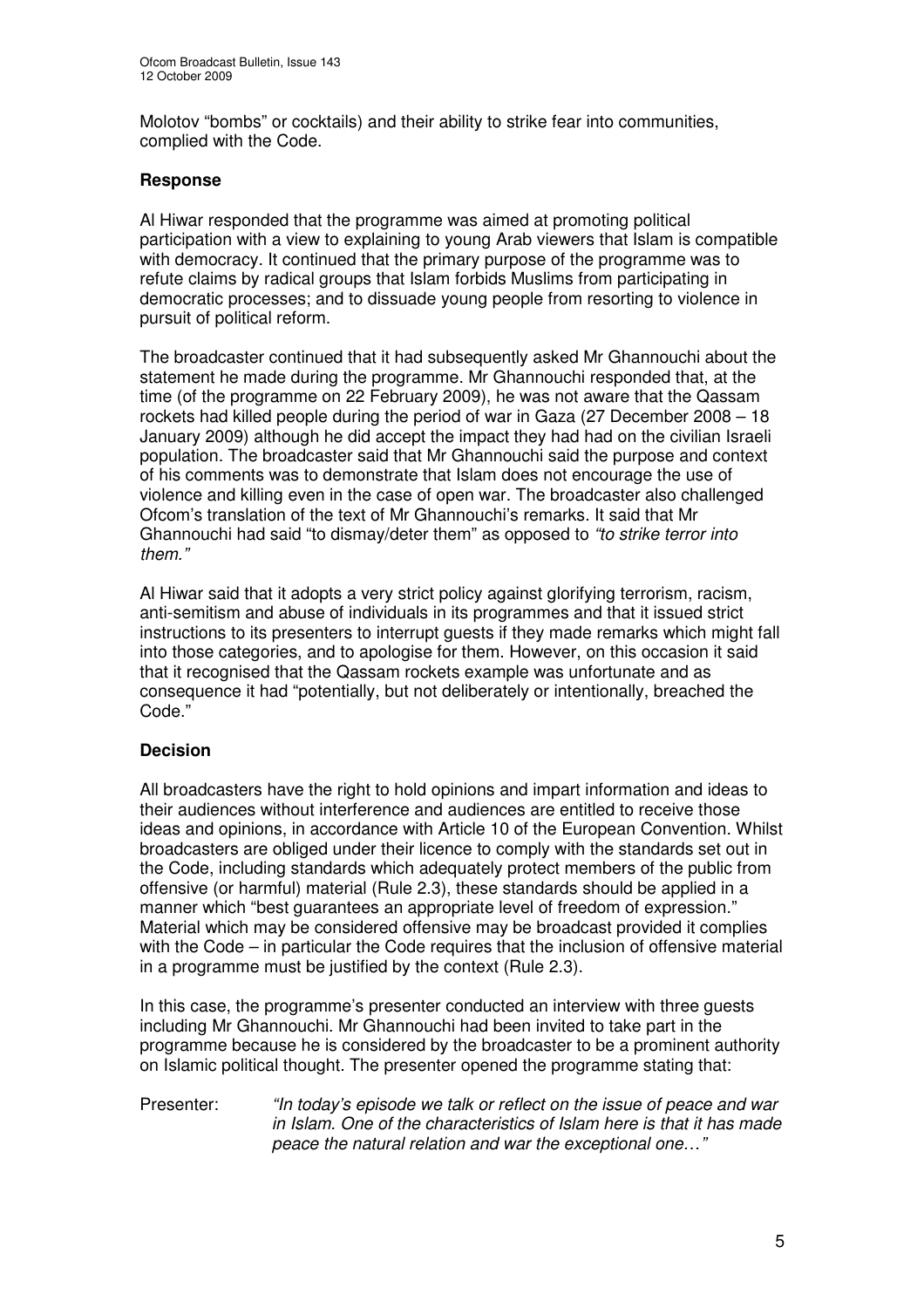Molotov "bombs" or cocktails) and their ability to strike fear into communities, complied with the Code.

### Response

Al Hiwar responded that the programme was aimed at promoting political participation with a view to explaining to young Arab viewers that Islam is compatible with democracy. It continued that the primary purpose of the programme was to refute claims by radical groups that Islam forbids Muslims from participating in democratic processes; and to dissuade young people from resorting to violence in pursuit of political reform.

The broadcaster continued that it had subsequently asked Mr Ghannouchi about the statement he made during the programme. Mr Ghannouchi responded that, at the time (of the programme on 22 February 2009), he was not aware that the Qassam rockets had killed people during the period of war in Gaza (27 December 2008 – 18 January 2009) although he did accept the impact they had had on the civilian Israeli population. The broadcaster said that Mr Ghannouchi said the purpose and context of his comments was to demonstrate that Islam does not encourage the use of violence and killing even in the case of open war. The broadcaster also challenged Ofcom's translation of the text of Mr Ghannouchi's remarks. It said that Mr Ghannouchi had said "to dismay/deter them" as opposed to *"to strike terror into them."*

Al Hiwar said that it adopts a very strict policy against glorifying terrorism, racism, anti-semitism and abuse of individuals in its programmes and that it issued strict instructions to its presenters to interrupt guests if they made remarks which might fall into those categories, and to apologise for them. However, on this occasion it said that it recognised that the Qassam rockets example was unfortunate and as consequence it had "potentially, but not deliberately or intentionally, breached the Code."

### Decision

All broadcasters have the right to hold opinions and impart information and ideas to their audiences without interference and audiences are entitled to receive those ideas and opinions, in accordance with Article 10 of the European Convention. Whilst broadcasters are obliged under their licence to comply with the standards set out in the Code, including standards which adequately protect members of the public from offensive (or harmful) material (Rule 2.3), these standards should be applied in a manner which "best guarantees an appropriate level of freedom of expression." Material which may be considered offensive may be broadcast provided it complies with the Code – in particular the Code requires that the inclusion of offensive material in a programme must be justified by the context (Rule 2.3).

In this case, the programme's presenter conducted an interview with three guests including Mr Ghannouchi. Mr Ghannouchi had been invited to take part in the programme because he is considered by the broadcaster to be a prominent authority on Islamic political thought. The presenter opened the programme stating that:

Presenter: *"In today's episode we talk or reflect on the issue of peace and war in Islam. One of the characteristics of Islam here is that it has made peace the natural relation and war the exceptional one…"*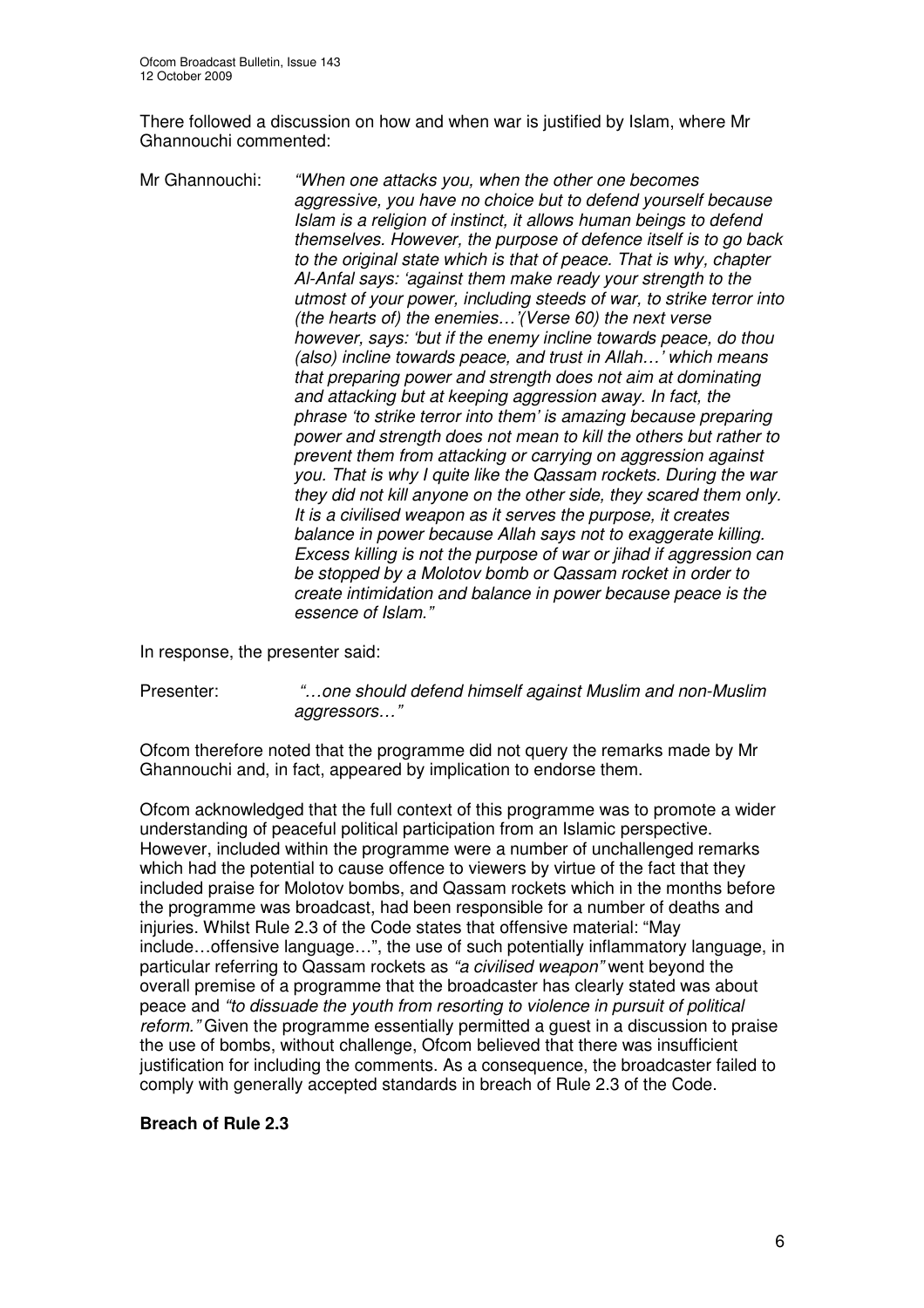There followed a discussion on how and when war is justified by Islam, where Mr Ghannouchi commented:

Mr Ghannouchi: *"When one attacks you, when the other one becomes aggressive, you have no choice but to defend yourself because Islam is a religion of instinct, it allows human beings to defend themselves. However, the purpose of defence itself is to go back to the original state which is that of peace. That is why, chapter Al-Anfal says: 'against them make ready your strength to the utmost of your power, including steeds of war, to strike terror into (the hearts of) the enemies…'(Verse 60) the next verse however, says: 'but if the enemy incline towards peace, do thou (also) incline towards peace, and trust in Allah…' which means that preparing power and strength does not aim at dominating and attacking but at keeping aggression away. In fact, the phrase 'to strike terror into them' is amazing because preparing power and strength does not mean to kill the others but rather to prevent them from attacking or carrying on aggression against you. That is why I quite like the Qassam rockets. During the war they did not kill anyone on the other side, they scared them only. It is a civilised weapon as it serves the purpose, it creates balance in power because Allah says not to exaggerate killing. Excess killing is not the purpose of war or jihad if aggression can be stopped by a Molotov bomb or Qassam rocket in order to create intimidation and balance in power because peace is the essence of Islam."*

In response, the presenter said:

Presenter: *"…one should defend himself against Muslim and non-Muslim aggressors…"*

Ofcom therefore noted that the programme did not query the remarks made by Mr Ghannouchi and, in fact, appeared by implication to endorse them.

Ofcom acknowledged that the full context of this programme was to promote a wider understanding of peaceful political participation from an Islamic perspective. However, included within the programme were a number of unchallenged remarks which had the potential to cause offence to viewers by virtue of the fact that they included praise for Molotov bombs, and Qassam rockets which in the months before the programme was broadcast, had been responsible for a number of deaths and injuries. Whilst Rule 2.3 of the Code states that offensive material: "May include…offensive language…", the use of such potentially inflammatory language, in particular referring to Qassam rockets as *"a civilised weapon"* went beyond the overall premise of a programme that the broadcaster has clearly stated was about peace and *"to dissuade the youth from resorting to violence in pursuit of political reform."* Given the programme essentially permitted a guest in a discussion to praise the use of bombs, without challenge, Ofcom believed that there was insufficient justification for including the comments. As a consequence, the broadcaster failed to comply with generally accepted standards in breach of Rule 2.3 of the Code.

**Breach of Rule 2.3**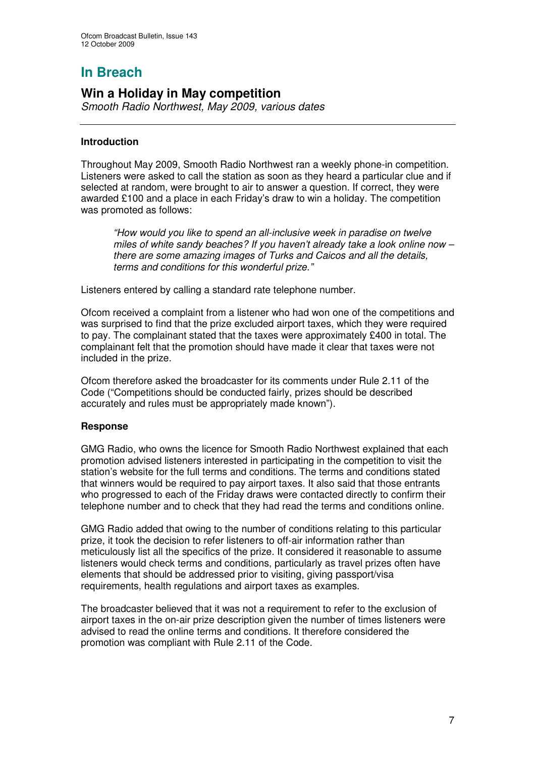# In Breach

## Win a Holiday in May competition

*Smooth Radio Northwest, May 2009, various dates*

---

### Introduction

Throughout May 2009, Smooth Radio Northwest ran a weekly phone-in competition. Listeners were asked to call the station as soon as they heard a particular clue and if selected at random, were brought to air to answer a question. If correct, they were awarded £100 and a place in each Friday's draw to win a holiday. The competition was promoted as follows:

> *"How would you like to spend an all-inclusive week in paradise on twelve miles of white sandy beaches? If you haven't already take a look online now – there are some amazing images of Turks and Caicos and all the details, terms and conditions for this wonderful prize."*

Listeners entered by calling a standard rate telephone number.

Ofcom received a complaint from a listener who had won one of the competitions and was surprised to find that the prize excluded airport taxes, which they were required to pay. The complainant stated that the taxes were approximately £400 in total. The complainant felt that the promotion should have made it clear that taxes were not included in the prize.

Ofcom therefore asked the broadcaster for its comments under Rule 2.11 of the Code ("Competitions should be conducted fairly, prizes should be described accurately and rules must be appropriately made known").

### Response

GMG Radio, who owns the licence for Smooth Radio Northwest explained that each promotion advised listeners interested in participating in the competition to visit the station's website for the full terms and conditions. The terms and conditions stated that winners would be required to pay airport taxes. It also said that those entrants who progressed to each of the Friday draws were contacted directly to confirm their telephone number and to check that they had read the terms and conditions online.

GMG Radio added that owing to the number of conditions relating to this particular prize, it took the decision to refer listeners to off-air information rather than meticulously list all the specifics of the prize. It considered it reasonable to assume listeners would check terms and conditions, particularly as travel prizes often have elements that should be addressed prior to visiting, giving passport/visa requirements, health regulations and airport taxes as examples.

The broadcaster believed that it was not a requirement to refer to the exclusion of airport taxes in the on-air prize description given the number of times listeners were advised to read the online terms and conditions. It therefore considered the promotion was compliant with Rule 2.11 of the Code.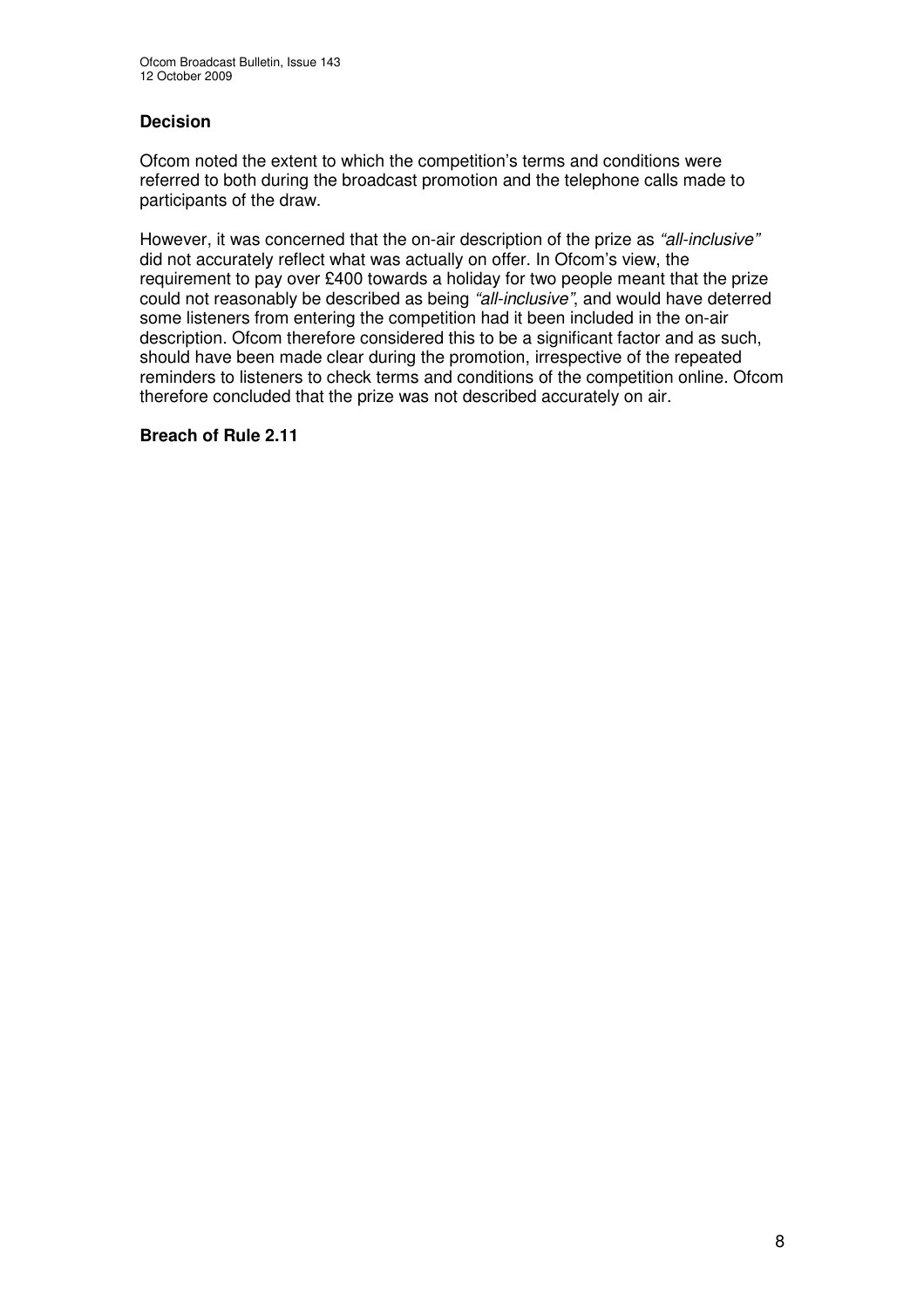### Decision

Ofcom noted the extent to which the competition's terms and conditions were referred to both during the broadcast promotion and the telephone calls made to participants of the draw.

However, it was concerned that the on-air description of the prize as *"all-inclusive"* did not accurately reflect what was actually on offer. In Ofcom's view, the requirement to pay over £400 towards a holiday for two people meant that the prize could not reasonably be described as being *"all-inclusive"*, and would have deterred some listeners from entering the competition had it been included in the on-air description. Ofcom therefore considered this to be a significant factor and as such, should have been made clear during the promotion, irrespective of the repeated reminders to listeners to check terms and conditions of the competition online. Ofcom therefore concluded that the prize was not described accurately on air.

**Breach of Rule 2.11**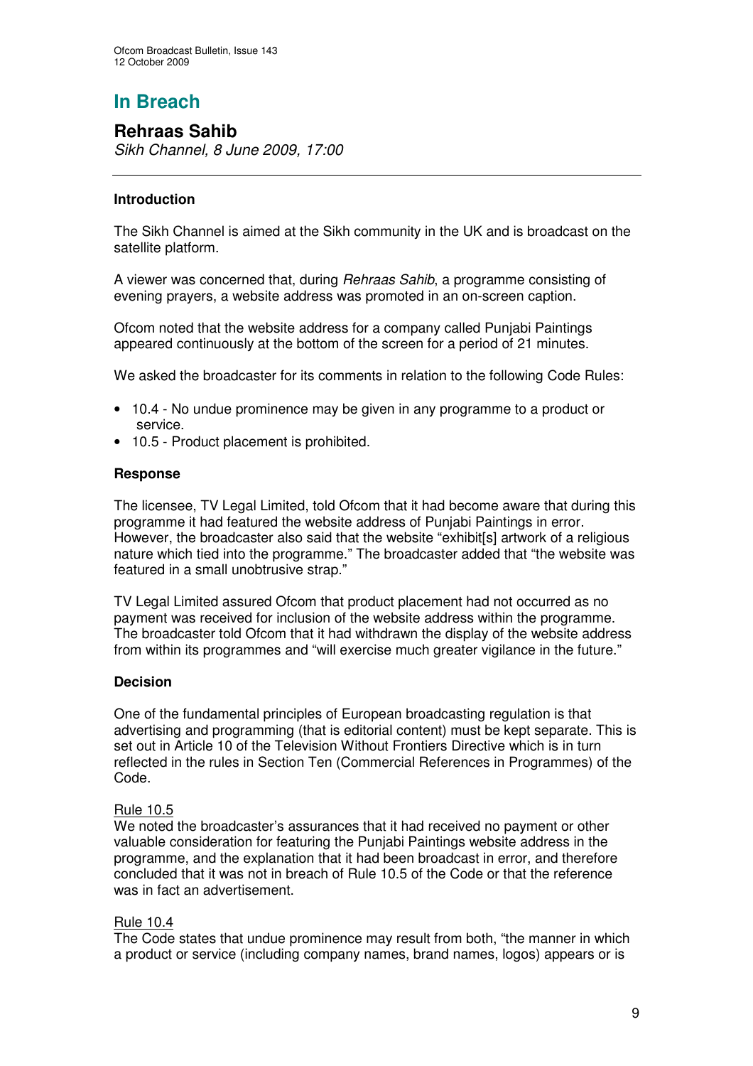# In Breach

## Rehraas Sahib

*Sikh Channel, 8 June 2009, 17:00*

---

### Introduction

The Sikh Channel is aimed at the Sikh community in the UK and is broadcast on the satellite platform.

A viewer was concerned that, during *Rehraas Sahib*, a programme consisting of evening prayers, a website address was promoted in an on-screen caption.

Ofcom noted that the website address for a company called Punjabi Paintings appeared continuously at the bottom of the screen for a period of 21 minutes.

We asked the broadcaster for its comments in relation to the following Code Rules:

- 10.4 - No undue prominence may be given in any programme to a product or service.
- 10.5 - Product placement is prohibited.

### Response

The licensee, TV Legal Limited, told Ofcom that it had become aware that during this programme it had featured the website address of Punjabi Paintings in error. However, the broadcaster also said that the website "exhibit[s] artwork of a religious nature which tied into the programme." The broadcaster added that "the website was featured in a small unobtrusive strap."

TV Legal Limited assured Ofcom that product placement had not occurred as no payment was received for inclusion of the website address within the programme. The broadcaster told Ofcom that it had withdrawn the display of the website address from within its programmes and "will exercise much greater vigilance in the future."

### Decision

One of the fundamental principles of European broadcasting regulation is that advertising and programming (that is editorial content) must be kept separate. This is set out in Article 10 of the Television Without Frontiers Directive which is in turn reflected in the rules in Section Ten (Commercial References in Programmes) of the Code.

Rule 10.5

We noted the broadcaster's assurances that it had received no payment or other valuable consideration for featuring the Punjabi Paintings website address in the programme, and the explanation that it had been broadcast in error, and therefore concluded that it was not in breach of Rule 10.5 of the Code or that the reference was in fact an advertisement.

Rule 10.4

The Code states that undue prominence may result from both, "the manner in which a product or service (including company names, brand names, logos) appears or is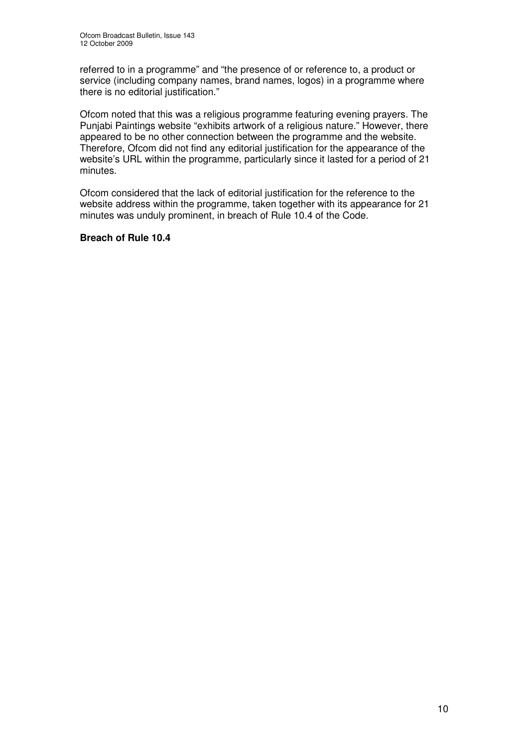referred to in a programme" and "the presence of or reference to, a product or service (including company names, brand names, logos) in a programme where there is no editorial justification."

Ofcom noted that this was a religious programme featuring evening prayers. The Punjabi Paintings website "exhibits artwork of a religious nature." However, there appeared to be no other connection between the programme and the website. Therefore, Ofcom did not find any editorial justification for the appearance of the website's URL within the programme, particularly since it lasted for a period of 21 minutes.

Ofcom considered that the lack of editorial justification for the reference to the website address within the programme, taken together with its appearance for 21 minutes was unduly prominent, in breach of Rule 10.4 of the Code.

**Breach of Rule 10.4**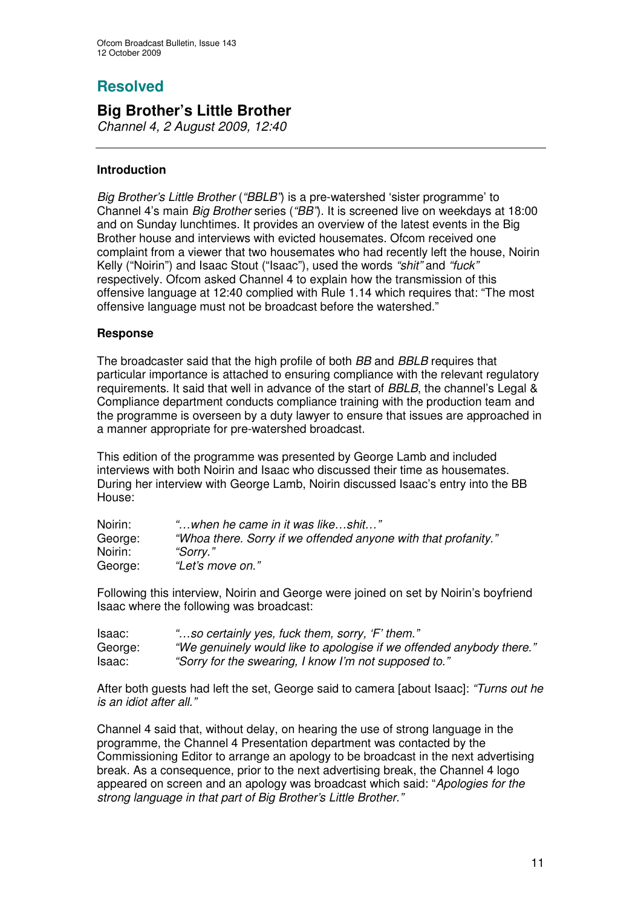# Resolved

## Big Brother's Little Brother

*Channel 4, 2 August 2009, 12:40*

---

### Introduction

*Big Brother's Little Brother* (*"BBLB"*) is a pre-watershed 'sister programme' to Channel 4's main *Big Brother* series (*"BB"*). It is screened live on weekdays at 18:00 and on Sunday lunchtimes. It provides an overview of the latest events in the Big Brother house and interviews with evicted housemates. Ofcom received one complaint from a viewer that two housemates who had recently left the house, Noirin Kelly ("Noirin") and Isaac Stout ("Isaac"), used the words *"shit"* and *"fuck"* respectively. Ofcom asked Channel 4 to explain how the transmission of this offensive language at 12:40 complied with Rule 1.14 which requires that: "The most offensive language must not be broadcast before the watershed."

### Response

The broadcaster said that the high profile of both *BB* and *BBLB* requires that particular importance is attached to ensuring compliance with the relevant regulatory requirements. It said that well in advance of the start of *BBLB*, the channel's Legal & Compliance department conducts compliance training with the production team and the programme is overseen by a duty lawyer to ensure that issues are approached in a manner appropriate for pre-watershed broadcast.

This edition of the programme was presented by George Lamb and included interviews with both Noirin and Isaac who discussed their time as housemates. During her interview with George Lamb, Noirin discussed Isaac's entry into the BB House:

| | |
|---|---|
| Noirin: | *"…when he came in it was like…shit…"* |
| George: | *"Whoa there. Sorry if we offended anyone with that profanity."* |
| Noirin: | *"Sorry."* |
| George: | *"Let's move on."* |

Following this interview, Noirin and George were joined on set by Noirin's boyfriend Isaac where the following was broadcast:

| | |
|---|---|
| Isaac: | *"…so certainly yes, fuck them, sorry, 'F' them."* |
| George: | *"We genuinely would like to apologise if we offended anybody there."* |
| Isaac: | *"Sorry for the swearing, I know I'm not supposed to."* |

After both guests had left the set, George said to camera [about Isaac]: *"Turns out he is an idiot after all."*

Channel 4 said that, without delay, on hearing the use of strong language in the programme, the Channel 4 Presentation department was contacted by the Commissioning Editor to arrange an apology to be broadcast in the next advertising break. As a consequence, prior to the next advertising break, the Channel 4 logo appeared on screen and an apology was broadcast which said: "*Apologies for the strong language in that part of Big Brother's Little Brother."*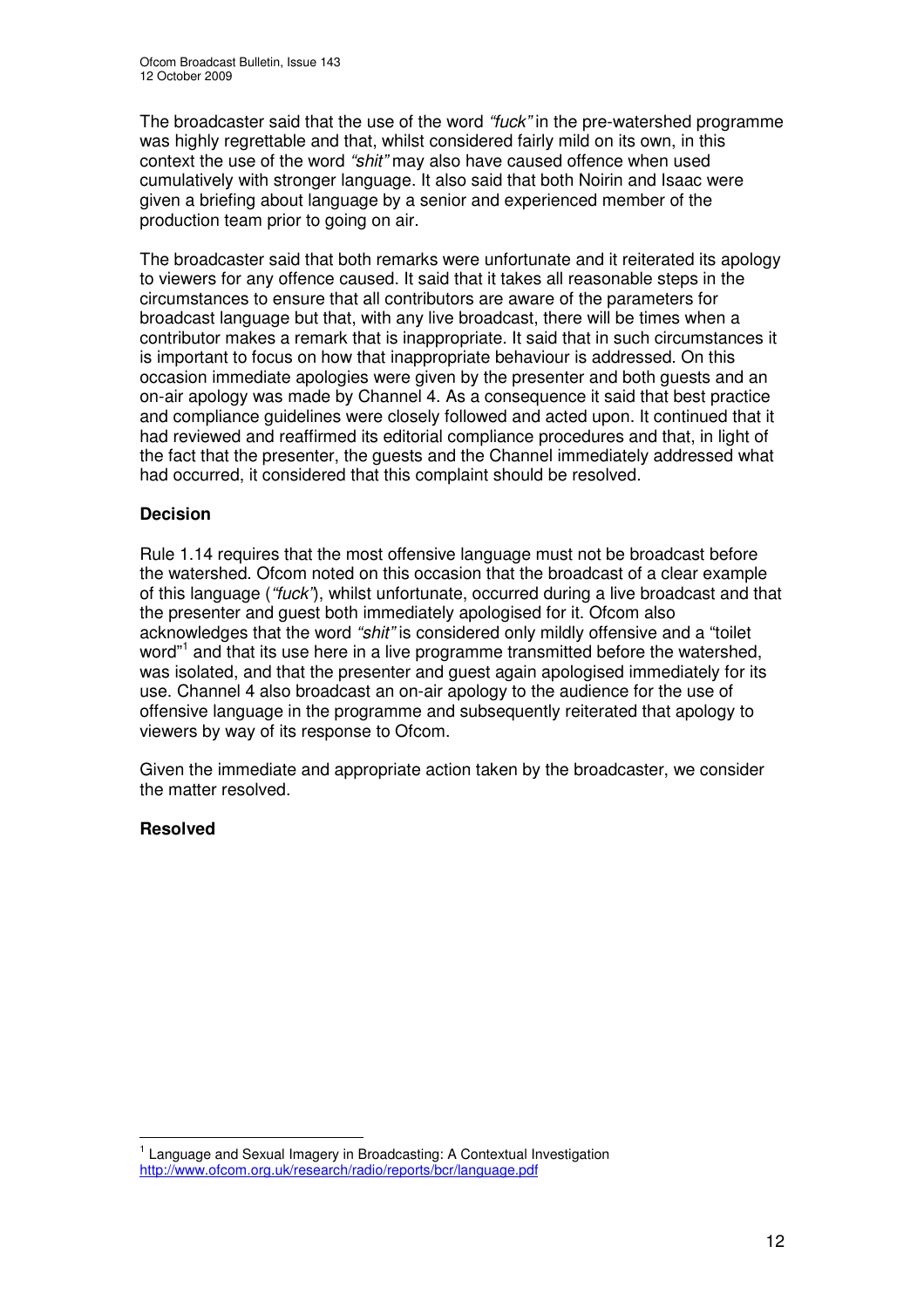The broadcaster said that the use of the word *"fuck"* in the pre-watershed programme was highly regrettable and that, whilst considered fairly mild on its own, in this context the use of the word *"shit"* may also have caused offence when used cumulatively with stronger language. It also said that both Noirin and Isaac were given a briefing about language by a senior and experienced member of the production team prior to going on air.

The broadcaster said that both remarks were unfortunate and it reiterated its apology to viewers for any offence caused. It said that it takes all reasonable steps in the circumstances to ensure that all contributors are aware of the parameters for broadcast language but that, with any live broadcast, there will be times when a contributor makes a remark that is inappropriate. It said that in such circumstances it is important to focus on how that inappropriate behaviour is addressed. On this occasion immediate apologies were given by the presenter and both guests and an on-air apology was made by Channel 4. As a consequence it said that best practice and compliance guidelines were closely followed and acted upon. It continued that it had reviewed and reaffirmed its editorial compliance procedures and that, in light of the fact that the presenter, the guests and the Channel immediately addressed what had occurred, it considered that this complaint should be resolved.

**Decision**

Rule 1.14 requires that the most offensive language must not be broadcast before the watershed. Ofcom noted on this occasion that the broadcast of a clear example of this language (*"fuck"*), whilst unfortunate, occurred during a live broadcast and that the presenter and guest both immediately apologised for it. Ofcom also acknowledges that the word *"shit"* is considered only mildly offensive and a "toilet word"[1] and that its use here in a live programme transmitted before the watershed, was isolated, and that the presenter and guest again apologised immediately for its use. Channel 4 also broadcast an on-air apology to the audience for the use of offensive language in the programme and subsequently reiterated that apology to viewers by way of its response to Ofcom.

Given the immediate and appropriate action taken by the broadcaster, we consider the matter resolved.

**Resolved**

---

[1] Language and Sexual Imagery in Broadcasting: A Contextual Investigation
http://www.ofcom.org.uk/research/radio/reports/bcr/language.pdf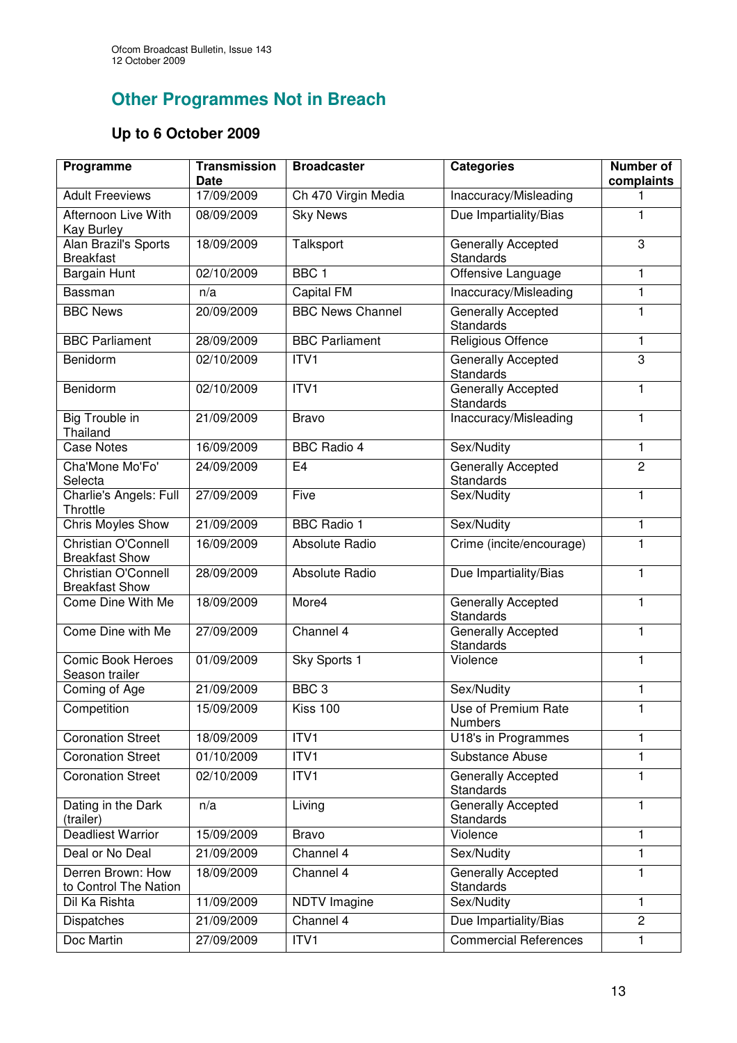## Other Programmes Not in Breach

### Up to 6 October 2009

| Programme | Transmission Date | Broadcaster | Categories | Number of complaints |
|---|---|---|---|---|
| Adult Freeviews | 17/09/2009 | Ch 470 Virgin Media | Inaccuracy/Misleading | 1 |
| Afternoon Live With Kay Burley | 08/09/2009 | Sky News | Due Impartiality/Bias | 1 |
| Alan Brazil's Sports Breakfast | 18/09/2009 | Talksport | Generally Accepted Standards | 3 |
| Bargain Hunt | 02/10/2009 | BBC 1 | Offensive Language | 1 |
| Bassman | n/a | Capital FM | Inaccuracy/Misleading | 1 |
| BBC News | 20/09/2009 | BBC News Channel | Generally Accepted Standards | 1 |
| BBC Parliament | 28/09/2009 | BBC Parliament | Religious Offence | 1 |
| Benidorm | 02/10/2009 | ITV1 | Generally Accepted Standards | 3 |
| Benidorm | 02/10/2009 | ITV1 | Generally Accepted Standards | 1 |
| Big Trouble in Thailand | 21/09/2009 | Bravo | Inaccuracy/Misleading | 1 |
| Case Notes | 16/09/2009 | BBC Radio 4 | Sex/Nudity | 1 |
| Cha'Mone Mo'Fo' Selecta | 24/09/2009 | E4 | Generally Accepted Standards | 2 |
| Charlie's Angels: Full Throttle | 27/09/2009 | Five | Sex/Nudity | 1 |
| Chris Moyles Show | 21/09/2009 | BBC Radio 1 | Sex/Nudity | 1 |
| Christian O'Connell Breakfast Show | 16/09/2009 | Absolute Radio | Crime (incite/encourage) | 1 |
| Christian O'Connell Breakfast Show | 28/09/2009 | Absolute Radio | Due Impartiality/Bias | 1 |
| Come Dine With Me | 18/09/2009 | More4 | Generally Accepted Standards | 1 |
| Come Dine with Me | 27/09/2009 | Channel 4 | Generally Accepted Standards | 1 |
| Comic Book Heroes Season trailer | 01/09/2009 | Sky Sports 1 | Violence | 1 |
| Coming of Age | 21/09/2009 | BBC 3 | Sex/Nudity | 1 |
| Competition | 15/09/2009 | Kiss 100 | Use of Premium Rate Numbers | 1 |
| Coronation Street | 18/09/2009 | ITV1 | U18's in Programmes | 1 |
| Coronation Street | 01/10/2009 | ITV1 | Substance Abuse | 1 |
| Coronation Street | 02/10/2009 | ITV1 | Generally Accepted Standards | 1 |
| Dating in the Dark (trailer) | n/a | Living | Generally Accepted Standards | 1 |
| Deadliest Warrior | 15/09/2009 | Bravo | Violence | 1 |
| Deal or No Deal | 21/09/2009 | Channel 4 | Sex/Nudity | 1 |
| Derren Brown: How to Control The Nation | 18/09/2009 | Channel 4 | Generally Accepted Standards | 1 |
| Dil Ka Rishta | 11/09/2009 | NDTV Imagine | Sex/Nudity | 1 |
| Dispatches | 21/09/2009 | Channel 4 | Due Impartiality/Bias | 2 |
| Doc Martin | 27/09/2009 | ITV1 | Commercial References | 1 |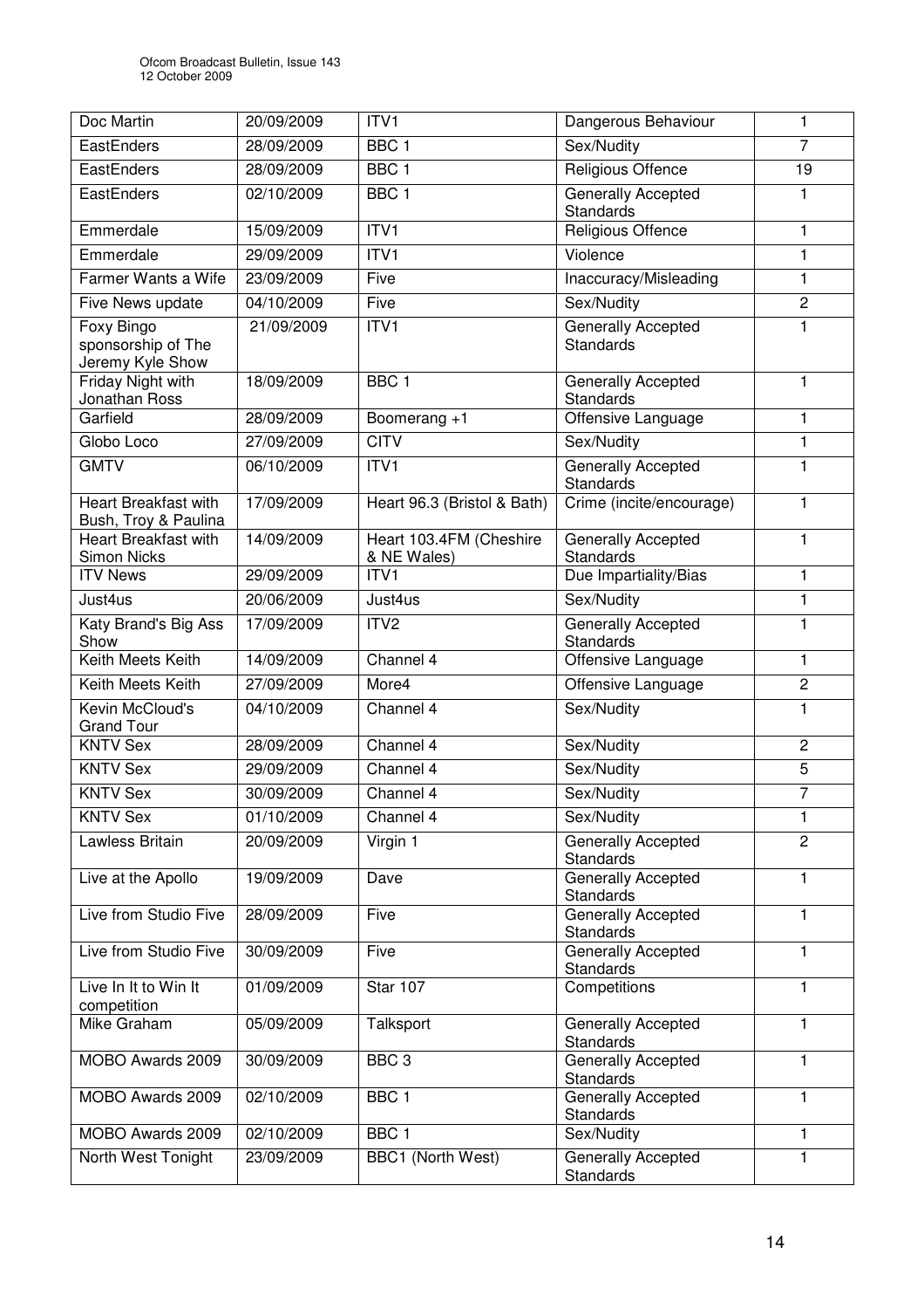| Doc Martin | 20/09/2009 | ITV1 | Dangerous Behaviour | 1 |
|---|---|---|---|---|
| EastEnders | 28/09/2009 | BBC 1 | Sex/Nudity | 7 |
| EastEnders | 28/09/2009 | BBC 1 | Religious Offence | 19 |
| EastEnders | 02/10/2009 | BBC 1 | Generally Accepted Standards | 1 |
| Emmerdale | 15/09/2009 | ITV1 | Religious Offence | 1 |
| Emmerdale | 29/09/2009 | ITV1 | Violence | 1 |
| Farmer Wants a Wife | 23/09/2009 | Five | Inaccuracy/Misleading | 1 |
| Five News update | 04/10/2009 | Five | Sex/Nudity | 2 |
| Foxy Bingo sponsorship of The Jeremy Kyle Show | 21/09/2009 | ITV1 | Generally Accepted Standards | 1 |
| Friday Night with Jonathan Ross | 18/09/2009 | BBC 1 | Generally Accepted Standards | 1 |
| Garfield | 28/09/2009 | Boomerang +1 | Offensive Language | 1 |
| Globo Loco | 27/09/2009 | CITV | Sex/Nudity | 1 |
| GMTV | 06/10/2009 | ITV1 | Generally Accepted Standards | 1 |
| Heart Breakfast with Bush, Troy & Paulina | 17/09/2009 | Heart 96.3 (Bristol & Bath) | Crime (incite/encourage) | 1 |
| Heart Breakfast with Simon Nicks | 14/09/2009 | Heart 103.4FM (Cheshire & NE Wales) | Generally Accepted Standards | 1 |
| ITV News | 29/09/2009 | ITV1 | Due Impartiality/Bias | 1 |
| Just4us | 20/06/2009 | Just4us | Sex/Nudity | 1 |
| Katy Brand's Big Ass Show | 17/09/2009 | ITV2 | Generally Accepted Standards | 1 |
| Keith Meets Keith | 14/09/2009 | Channel 4 | Offensive Language | 1 |
| Keith Meets Keith | 27/09/2009 | More4 | Offensive Language | 2 |
| Kevin McCloud's Grand Tour | 04/10/2009 | Channel 4 | Sex/Nudity | 1 |
| KNTV Sex | 28/09/2009 | Channel 4 | Sex/Nudity | 2 |
| KNTV Sex | 29/09/2009 | Channel 4 | Sex/Nudity | 5 |
| KNTV Sex | 30/09/2009 | Channel 4 | Sex/Nudity | 7 |
| KNTV Sex | 01/10/2009 | Channel 4 | Sex/Nudity | 1 |
| Lawless Britain | 20/09/2009 | Virgin 1 | Generally Accepted Standards | 2 |
| Live at the Apollo | 19/09/2009 | Dave | Generally Accepted Standards | 1 |
| Live from Studio Five | 28/09/2009 | Five | Generally Accepted Standards | 1 |
| Live from Studio Five | 30/09/2009 | Five | Generally Accepted Standards | 1 |
| Live In It to Win It competition | 01/09/2009 | Star 107 | Competitions | 1 |
| Mike Graham | 05/09/2009 | Talksport | Generally Accepted Standards | 1 |
| MOBO Awards 2009 | 30/09/2009 | BBC 3 | Generally Accepted Standards | 1 |
| MOBO Awards 2009 | 02/10/2009 | BBC 1 | Generally Accepted Standards | 1 |
| MOBO Awards 2009 | 02/10/2009 | BBC 1 | Sex/Nudity | 1 |
| North West Tonight | 23/09/2009 | BBC1 (North West) | Generally Accepted Standards | 1 |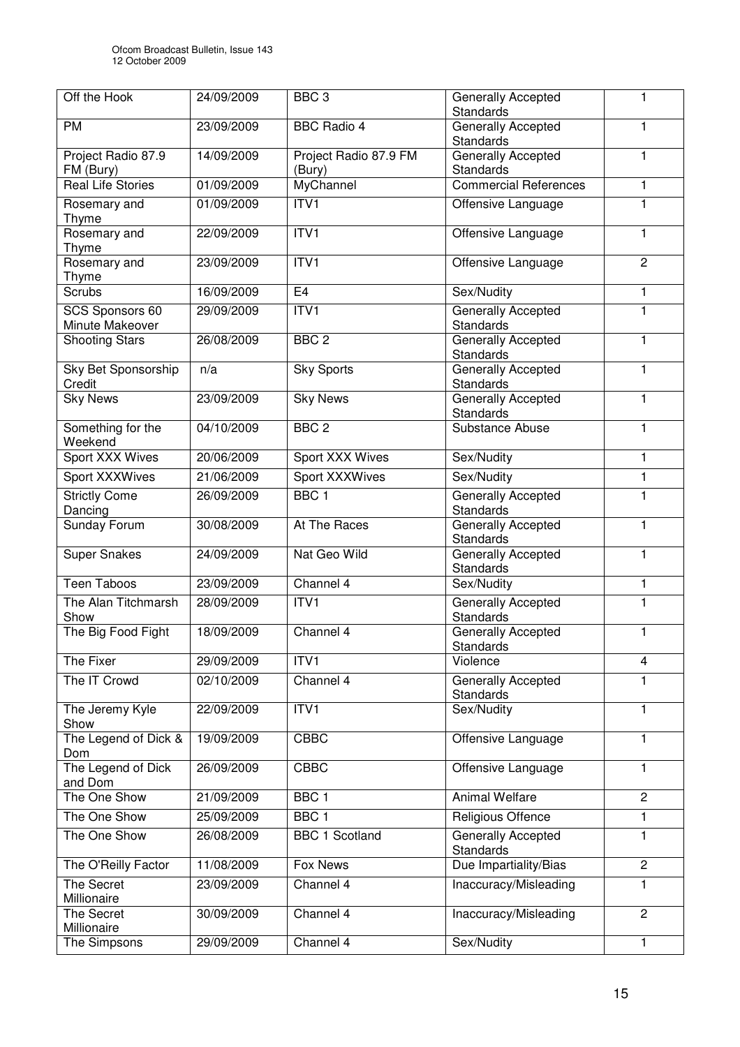| Off the Hook | 24/09/2009 | BBC 3 | Generally Accepted Standards | 1 |
|---|---|---|---|---|
| PM | 23/09/2009 | BBC Radio 4 | Generally Accepted Standards | 1 |
| Project Radio 87.9 FM (Bury) | 14/09/2009 | Project Radio 87.9 FM (Bury) | Generally Accepted Standards | 1 |
| Real Life Stories | 01/09/2009 | MyChannel | Commercial References | 1 |
| Rosemary and Thyme | 01/09/2009 | ITV1 | Offensive Language | 1 |
| Rosemary and Thyme | 22/09/2009 | ITV1 | Offensive Language | 1 |
| Rosemary and Thyme | 23/09/2009 | ITV1 | Offensive Language | 2 |
| Scrubs | 16/09/2009 | E4 | Sex/Nudity | 1 |
| SCS Sponsors 60 Minute Makeover | 29/09/2009 | ITV1 | Generally Accepted Standards | 1 |
| Shooting Stars | 26/08/2009 | BBC 2 | Generally Accepted Standards | 1 |
| Sky Bet Sponsorship Credit | n/a | Sky Sports | Generally Accepted Standards | 1 |
| Sky News | 23/09/2009 | Sky News | Generally Accepted Standards | 1 |
| Something for the Weekend | 04/10/2009 | BBC 2 | Substance Abuse | 1 |
| Sport XXX Wives | 20/06/2009 | Sport XXX Wives | Sex/Nudity | 1 |
| Sport XXXWives | 21/06/2009 | Sport XXXWives | Sex/Nudity | 1 |
| Strictly Come Dancing | 26/09/2009 | BBC 1 | Generally Accepted Standards | 1 |
| Sunday Forum | 30/08/2009 | At The Races | Generally Accepted Standards | 1 |
| Super Snakes | 24/09/2009 | Nat Geo Wild | Generally Accepted Standards | 1 |
| Teen Taboos | 23/09/2009 | Channel 4 | Sex/Nudity | 1 |
| The Alan Titchmarsh Show | 28/09/2009 | ITV1 | Generally Accepted Standards | 1 |
| The Big Food Fight | 18/09/2009 | Channel 4 | Generally Accepted Standards | 1 |
| The Fixer | 29/09/2009 | ITV1 | Violence | 4 |
| The IT Crowd | 02/10/2009 | Channel 4 | Generally Accepted Standards | 1 |
| The Jeremy Kyle Show | 22/09/2009 | ITV1 | Sex/Nudity | 1 |
| The Legend of Dick & Dom | 19/09/2009 | CBBC | Offensive Language | 1 |
| The Legend of Dick and Dom | 26/09/2009 | CBBC | Offensive Language | 1 |
| The One Show | 21/09/2009 | BBC 1 | Animal Welfare | 2 |
| The One Show | 25/09/2009 | BBC 1 | Religious Offence | 1 |
| The One Show | 26/08/2009 | BBC 1 Scotland | Generally Accepted Standards | 1 |
| The O'Reilly Factor | 11/08/2009 | Fox News | Due Impartiality/Bias | 2 |
| The Secret Millionaire | 23/09/2009 | Channel 4 | Inaccuracy/Misleading | 1 |
| The Secret Millionaire | 30/09/2009 | Channel 4 | Inaccuracy/Misleading | 2 |
| The Simpsons | 29/09/2009 | Channel 4 | Sex/Nudity | 1 |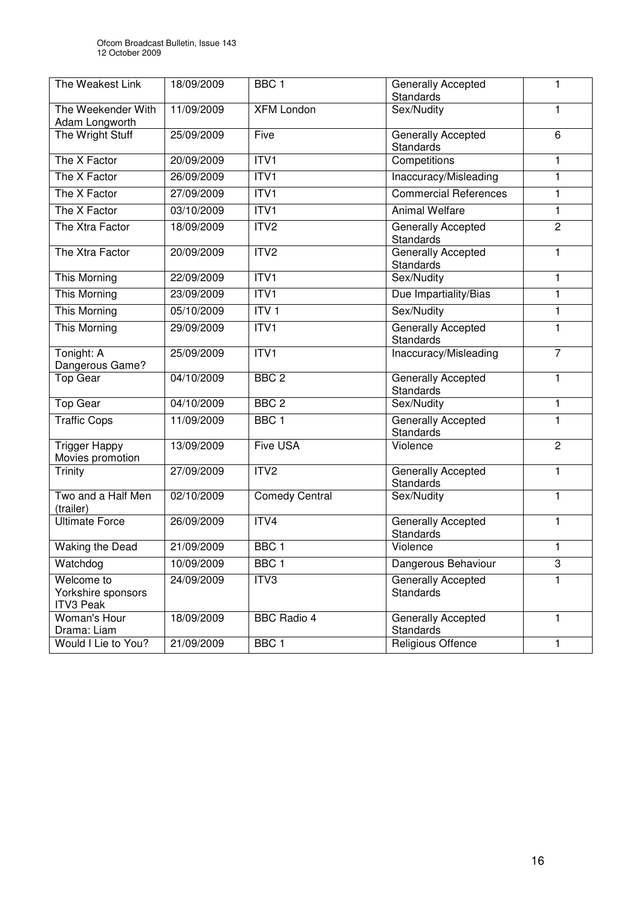| | | | | |
|---|---|---|---|---|
| The Weakest Link | 18/09/2009 | BBC 1 | Generally Accepted Standards | 1 |
| The Weekender With Adam Longworth | 11/09/2009 | XFM London | Sex/Nudity | 1 |
| The Wright Stuff | 25/09/2009 | Five | Generally Accepted Standards | 6 |
| The X Factor | 20/09/2009 | ITV1 | Competitions | 1 |
| The X Factor | 26/09/2009 | ITV1 | Inaccuracy/Misleading | 1 |
| The X Factor | 27/09/2009 | ITV1 | Commercial References | 1 |
| The X Factor | 03/10/2009 | ITV1 | Animal Welfare | 1 |
| The Xtra Factor | 18/09/2009 | ITV2 | Generally Accepted Standards | 2 |
| The Xtra Factor | 20/09/2009 | ITV2 | Generally Accepted Standards | 1 |
| This Morning | 22/09/2009 | ITV1 | Sex/Nudity | 1 |
| This Morning | 23/09/2009 | ITV1 | Due Impartiality/Bias | 1 |
| This Morning | 05/10/2009 | ITV 1 | Sex/Nudity | 1 |
| This Morning | 29/09/2009 | ITV1 | Generally Accepted Standards | 1 |
| Tonight: A Dangerous Game? | 25/09/2009 | ITV1 | Inaccuracy/Misleading | 7 |
| Top Gear | 04/10/2009 | BBC 2 | Generally Accepted Standards | 1 |
| Top Gear | 04/10/2009 | BBC 2 | Sex/Nudity | 1 |
| Traffic Cops | 11/09/2009 | BBC 1 | Generally Accepted Standards | 1 |
| Trigger Happy Movies promotion | 13/09/2009 | Five USA | Violence | 2 |
| Trinity | 27/09/2009 | ITV2 | Generally Accepted Standards | 1 |
| Two and a Half Men (trailer) | 02/10/2009 | Comedy Central | Sex/Nudity | 1 |
| Ultimate Force | 26/09/2009 | ITV4 | Generally Accepted Standards | 1 |
| Waking the Dead | 21/09/2009 | BBC 1 | Violence | 1 |
| Watchdog | 10/09/2009 | BBC 1 | Dangerous Behaviour | 3 |
| Welcome to Yorkshire sponsors ITV3 Peak | 24/09/2009 | ITV3 | Generally Accepted Standards | 1 |
| Woman's Hour Drama: Liam | 18/09/2009 | BBC Radio 4 | Generally Accepted Standards | 1 |
| Would I Lie to You? | 21/09/2009 | BBC 1 | Religious Offence | 1 |